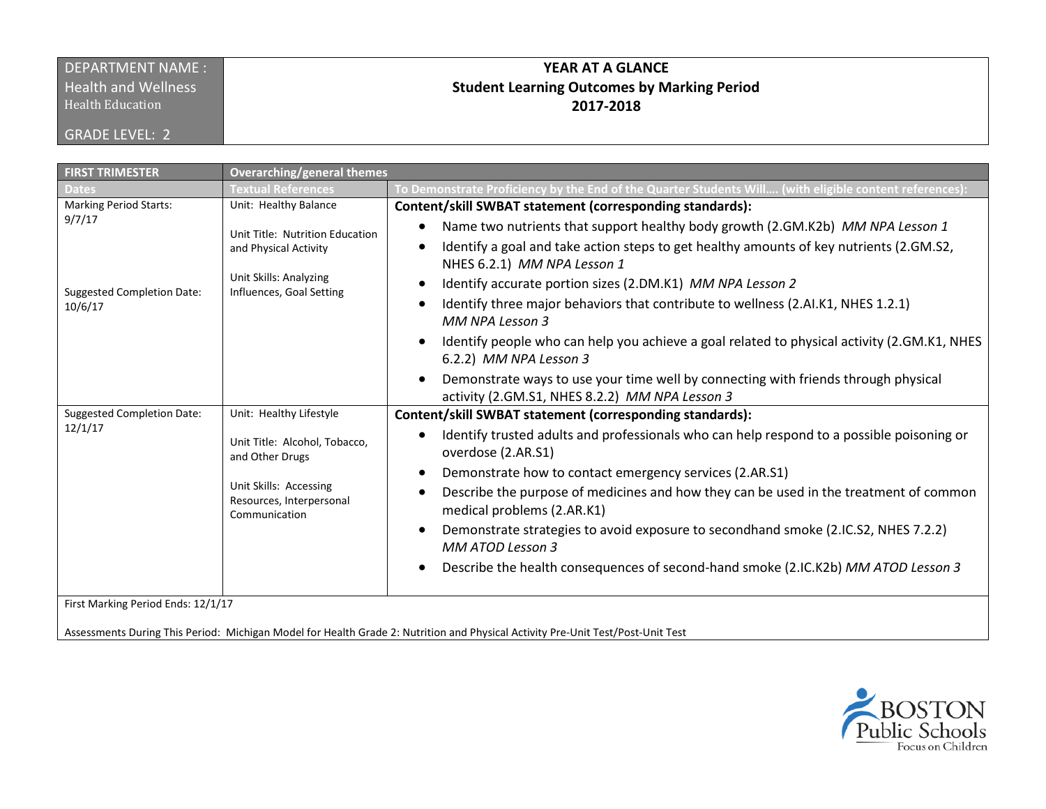| DEPARTMENT NAME : Health and Wellness Health Education GRADE LEVEL: 2 | **YEAR AT A GLANCE Student Learning Outcomes by Marking Period 2017-2018** |
|---|---|

| FIRST TRIMESTER | Overarching/general themes | |
|---|---|---|
| **Dates** | **Textual References** | **To Demonstrate Proficiency by the End of the Quarter Students Will…. (with eligible content references):** |
| Marking Period Starts: 9/7/17<br><br>Suggested Completion Date: 10/6/17 | Unit: Healthy Balance<br><br>Unit Title: Nutrition Education and Physical Activity<br><br>Unit Skills: Analyzing Influences, Goal Setting | **Content/skill SWBAT statement (corresponding standards):**<br>• Name two nutrients that support healthy body growth (2.GM.K2b) *MM NPA Lesson 1*<br>• Identify a goal and take action steps to get healthy amounts of key nutrients (2.GM.S2, NHES 6.2.1) *MM NPA Lesson 1*<br>• Identify accurate portion sizes (2.DM.K1) *MM NPA Lesson 2*<br>• Identify three major behaviors that contribute to wellness (2.AI.K1, NHES 1.2.1) *MM NPA Lesson 3*<br>• Identify people who can help you achieve a goal related to physical activity (2.GM.K1, NHES 6.2.2) *MM NPA Lesson 3*<br>• Demonstrate ways to use your time well by connecting with friends through physical activity (2.GM.S1, NHES 8.2.2) *MM NPA Lesson 3* |
| Suggested Completion Date: 12/1/17 | Unit: Healthy Lifestyle<br><br>Unit Title: Alcohol, Tobacco, and Other Drugs<br><br>Unit Skills: Accessing Resources, Interpersonal Communication | **Content/skill SWBAT statement (corresponding standards):**<br>• Identify trusted adults and professionals who can help respond to a possible poisoning or overdose (2.AR.S1)<br>• Demonstrate how to contact emergency services (2.AR.S1)<br>• Describe the purpose of medicines and how they can be used in the treatment of common medical problems (2.AR.K1)<br>• Demonstrate strategies to avoid exposure to secondhand smoke (2.IC.S2, NHES 7.2.2) *MM ATOD Lesson 3*<br>• Describe the health consequences of second-hand smoke (2.IC.K2b) *MM ATOD Lesson 3* |
| First Marking Period Ends: 12/1/17<br><br>Assessments During This Period: Michigan Model for Health Grade 2: Nutrition and Physical Activity Pre-Unit Test/Post-Unit Test | | |

BOSTON Public Schools
Focus on Children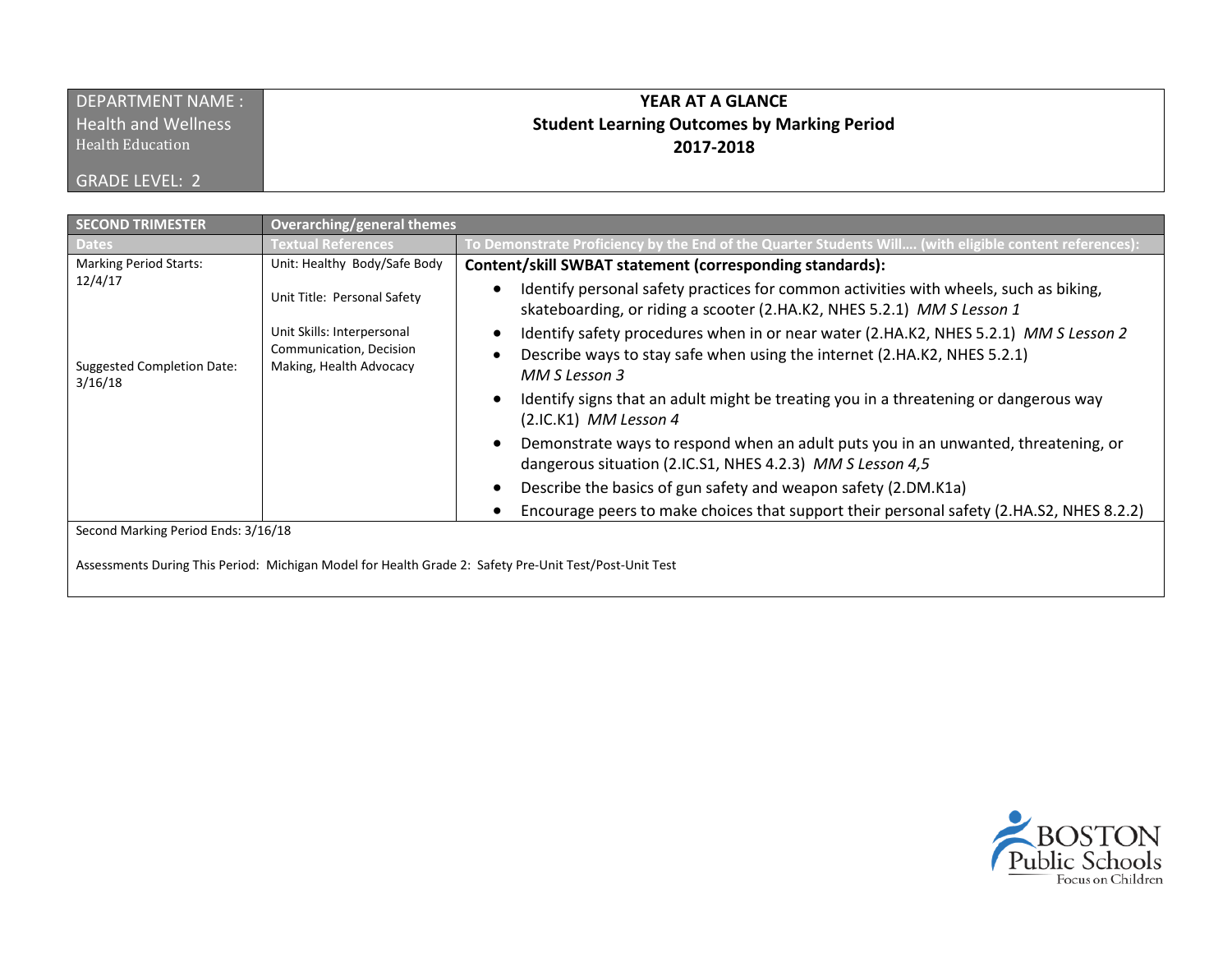| DEPARTMENT NAME : Health and Wellness Health Education GRADE LEVEL: 2 | **YEAR AT A GLANCE** **Student Learning Outcomes by Marking Period** **2017-2018** |
|---|---|

| **SECOND TRIMESTER** | **Overarching/general themes** | |
|---|---|---|
| **Dates** | **Textual References** | **To Demonstrate Proficiency by the End of the Quarter Students Will…. (with eligible content references):** |
| Marking Period Starts: 12/4/17<br><br>Suggested Completion Date: 3/16/18 | Unit: Healthy Body/Safe Body<br><br>Unit Title: Personal Safety<br><br>Unit Skills: Interpersonal Communication, Decision Making, Health Advocacy | **Content/skill SWBAT statement (corresponding standards):**<br>• Identify personal safety practices for common activities with wheels, such as biking, skateboarding, or riding a scooter (2.HA.K2, NHES 5.2.1) *MM S Lesson 1*<br>• Identify safety procedures when in or near water (2.HA.K2, NHES 5.2.1) *MM S Lesson 2*<br>• Describe ways to stay safe when using the internet (2.HA.K2, NHES 5.2.1) *MM S Lesson 3*<br>• Identify signs that an adult might be treating you in a threatening or dangerous way (2.IC.K1) *MM Lesson 4*<br>• Demonstrate ways to respond when an adult puts you in an unwanted, threatening, or dangerous situation (2.IC.S1, NHES 4.2.3) *MM S Lesson 4,5*<br>• Describe the basics of gun safety and weapon safety (2.DM.K1a)<br>• Encourage peers to make choices that support their personal safety (2.HA.S2, NHES 8.2.2) |
| Second Marking Period Ends: 3/16/18<br><br>Assessments During This Period: Michigan Model for Health Grade 2: Safety Pre-Unit Test/Post-Unit Test | | |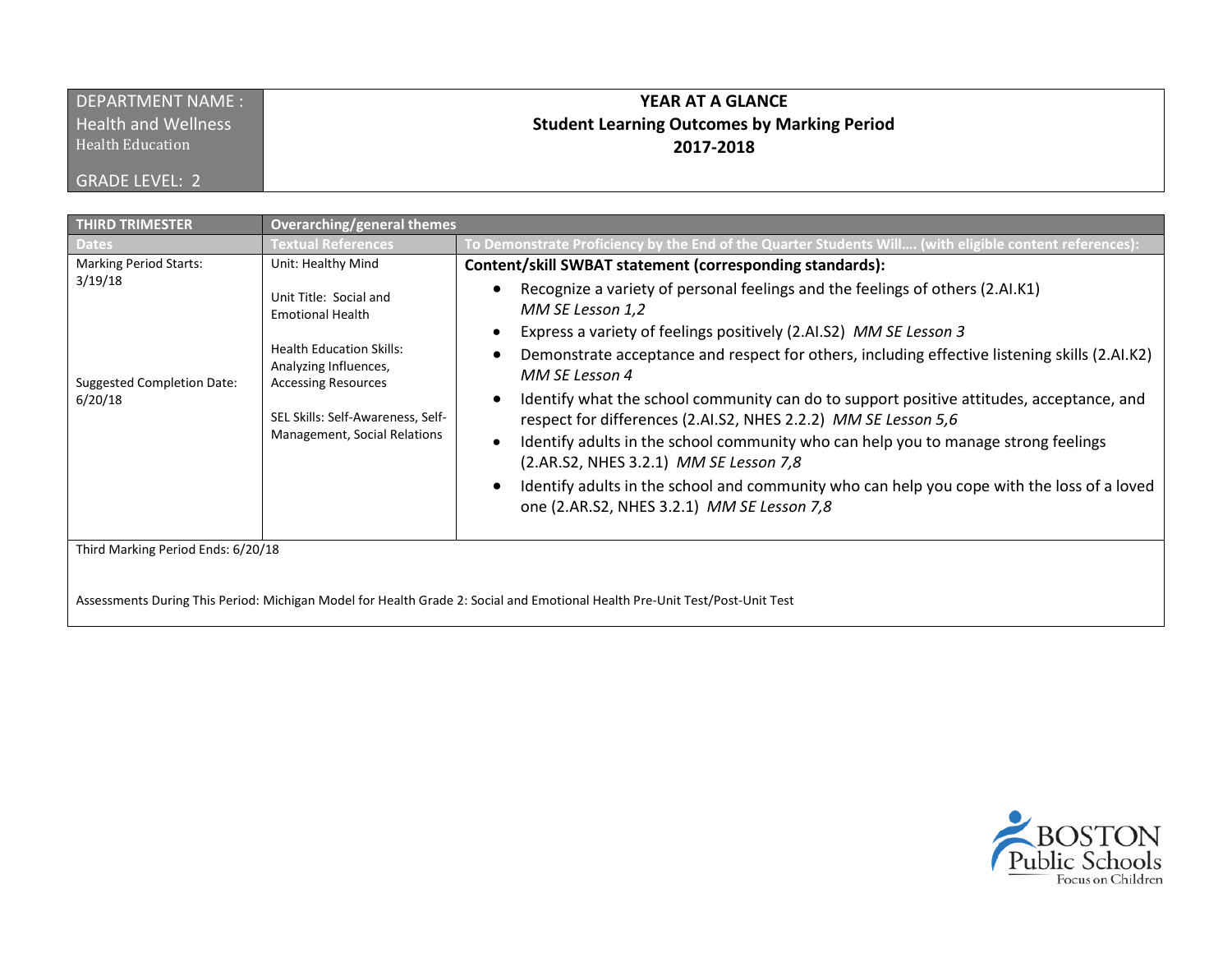| DEPARTMENT NAME : Health and Wellness Health Education GRADE LEVEL: 2 | **YEAR AT A GLANCE** **Student Learning Outcomes by Marking Period** **2017-2018** |
|---|---|

| THIRD TRIMESTER | Overarching/general themes | |
|---|---|---|
| **Dates** | **Textual References** | **To Demonstrate Proficiency by the End of the Quarter Students Will…. (with eligible content references):** |
| Marking Period Starts: 3/19/18<br><br>Suggested Completion Date: 6/20/18 | Unit: Healthy Mind<br><br>Unit Title: Social and Emotional Health<br><br>Health Education Skills: Analyzing Influences, Accessing Resources<br><br>SEL Skills: Self-Awareness, Self-Management, Social Relations | **Content/skill SWBAT statement (corresponding standards):**<br>• Recognize a variety of personal feelings and the feelings of others (2.AI.K1) *MM SE Lesson 1,2*<br>• Express a variety of feelings positively (2.AI.S2) *MM SE Lesson 3*<br>• Demonstrate acceptance and respect for others, including effective listening skills (2.AI.K2) *MM SE Lesson 4*<br>• Identify what the school community can do to support positive attitudes, acceptance, and respect for differences (2.AI.S2, NHES 2.2.2) *MM SE Lesson 5,6*<br>• Identify adults in the school community who can help you to manage strong feelings (2.AR.S2, NHES 3.2.1) *MM SE Lesson 7,8*<br>• Identify adults in the school and community who can help you cope with the loss of a loved one (2.AR.S2, NHES 3.2.1) *MM SE Lesson 7,8* |

Third Marking Period Ends: 6/20/18

Assessments During This Period: Michigan Model for Health Grade 2: Social and Emotional Health Pre-Unit Test/Post-Unit Test

BOSTON Public Schools Focus on Children